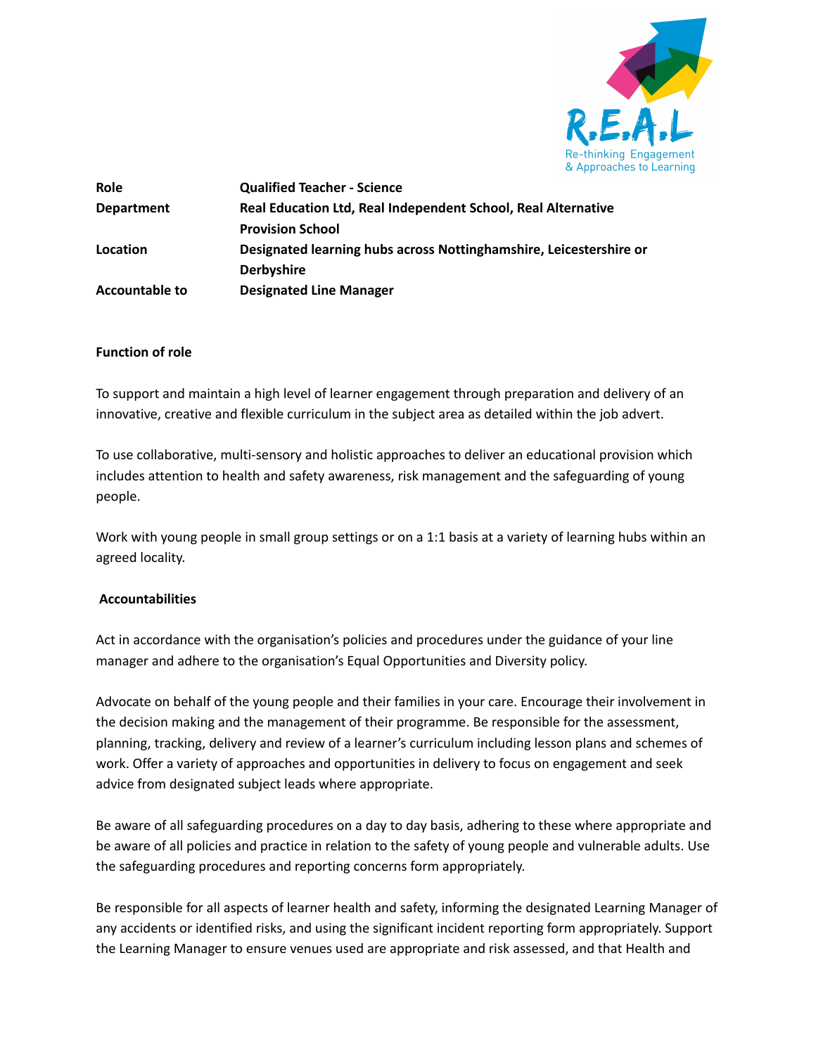R.E.A.L
Re-thinking Engagement & Approaches to Learning

| | |
|---|---|
| **Role** | **Qualified Teacher - Science** |
| **Department** | **Real Education Ltd, Real Independent School, Real Alternative Provision School** |
| **Location** | **Designated learning hubs across Nottinghamshire, Leicestershire or Derbyshire** |
| **Accountable to** | **Designated Line Manager** |

**Function of role**

To support and maintain a high level of learner engagement through preparation and delivery of an innovative, creative and flexible curriculum in the subject area as detailed within the job advert.

To use collaborative, multi-sensory and holistic approaches to deliver an educational provision which includes attention to health and safety awareness, risk management and the safeguarding of young people.

Work with young people in small group settings or on a 1:1 basis at a variety of learning hubs within an agreed locality.

**Accountabilities**

Act in accordance with the organisation's policies and procedures under the guidance of your line manager and adhere to the organisation's Equal Opportunities and Diversity policy.

Advocate on behalf of the young people and their families in your care. Encourage their involvement in the decision making and the management of their programme. Be responsible for the assessment, planning, tracking, delivery and review of a learner's curriculum including lesson plans and schemes of work. Offer a variety of approaches and opportunities in delivery to focus on engagement and seek advice from designated subject leads where appropriate.

Be aware of all safeguarding procedures on a day to day basis, adhering to these where appropriate and be aware of all policies and practice in relation to the safety of young people and vulnerable adults. Use the safeguarding procedures and reporting concerns form appropriately.

Be responsible for all aspects of learner health and safety, informing the designated Learning Manager of any accidents or identified risks, and using the significant incident reporting form appropriately. Support the Learning Manager to ensure venues used are appropriate and risk assessed, and that Health and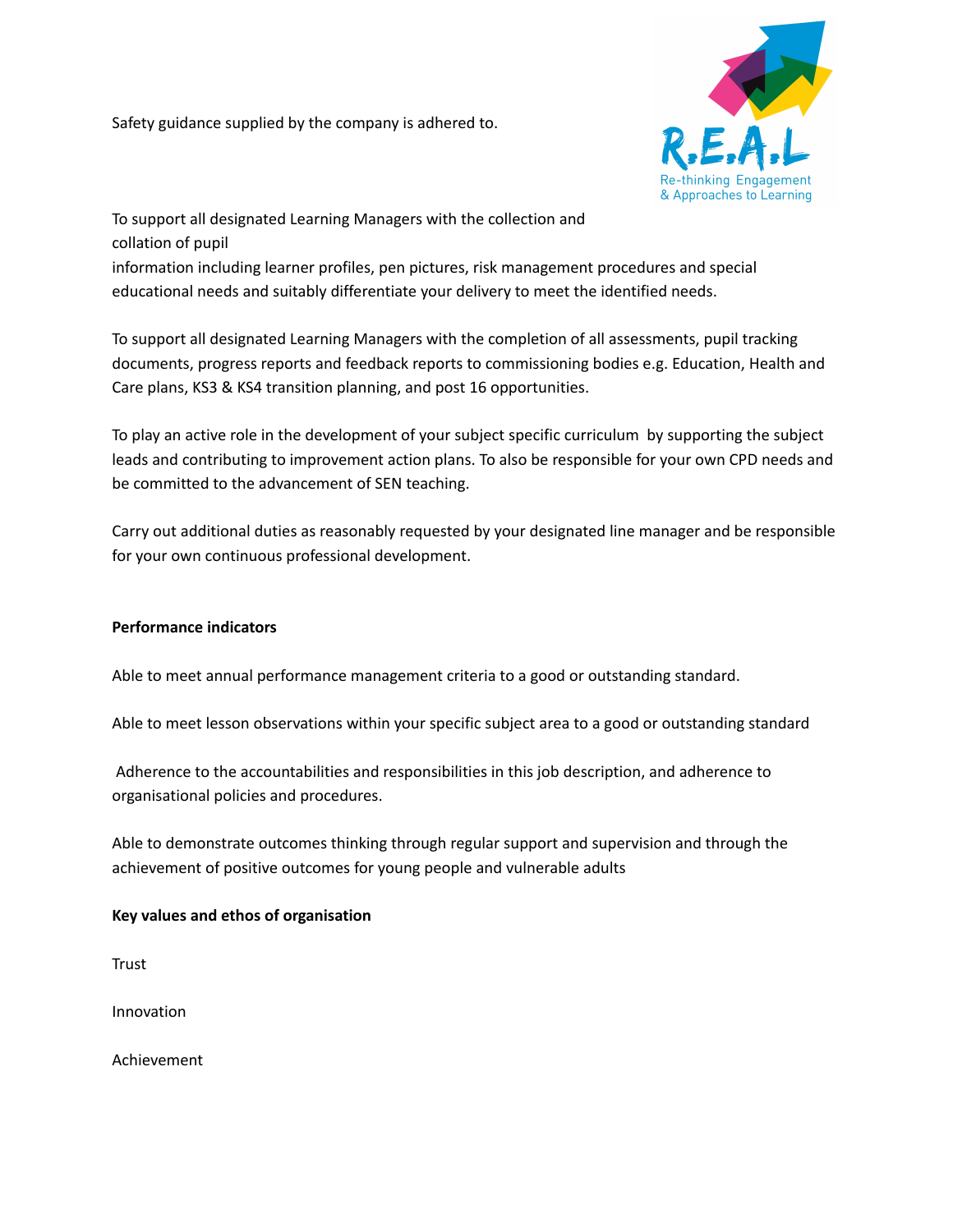Safety guidance supplied by the company is adhered to.

To support all designated Learning Managers with the collection and collation of pupil information including learner profiles, pen pictures, risk management procedures and special educational needs and suitably differentiate your delivery to meet the identified needs.

To support all designated Learning Managers with the completion of all assessments, pupil tracking documents, progress reports and feedback reports to commissioning bodies e.g. Education, Health and Care plans, KS3 & KS4 transition planning, and post 16 opportunities.

To play an active role in the development of your subject specific curriculum by supporting the subject leads and contributing to improvement action plans. To also be responsible for your own CPD needs and be committed to the advancement of SEN teaching.

Carry out additional duties as reasonably requested by your designated line manager and be responsible for your own continuous professional development.

**Performance indicators**

Able to meet annual performance management criteria to a good or outstanding standard.

Able to meet lesson observations within your specific subject area to a good or outstanding standard

Adherence to the accountabilities and responsibilities in this job description, and adherence to organisational policies and procedures.

Able to demonstrate outcomes thinking through regular support and supervision and through the achievement of positive outcomes for young people and vulnerable adults

**Key values and ethos of organisation**

Trust

Innovation

Achievement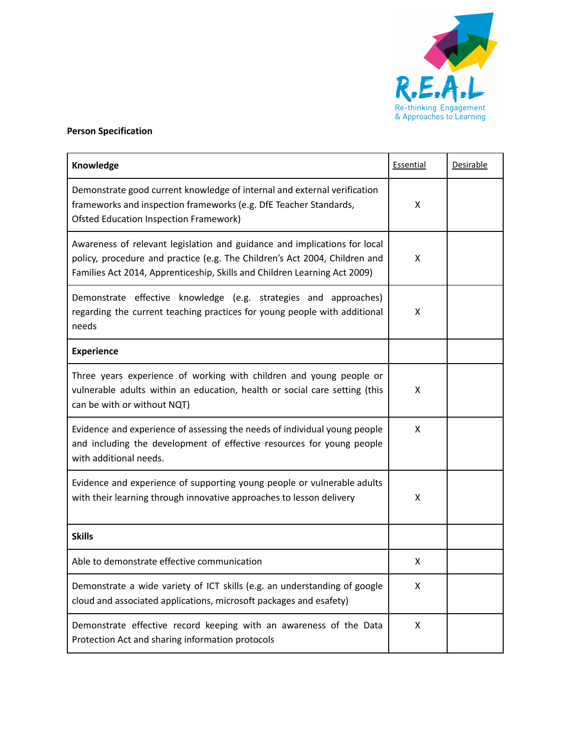**Person Specification**

| **Knowledge** | Essential | Desirable |
|---|---|---|
| Demonstrate good current knowledge of internal and external verification frameworks and inspection frameworks (e.g. DfE Teacher Standards, Ofsted Education Inspection Framework) | X | |
| Awareness of relevant legislation and guidance and implications for local policy, procedure and practice (e.g. The Children's Act 2004, Children and Families Act 2014, Apprenticeship, Skills and Children Learning Act 2009) | X | |
| Demonstrate effective knowledge (e.g. strategies and approaches) regarding the current teaching practices for young people with additional needs | X | |
| **Experience** | | |
| Three years experience of working with children and young people or vulnerable adults within an education, health or social care setting (this can be with or without NQT) | X | |
| Evidence and experience of assessing the needs of individual young people and including the development of effective resources for young people with additional needs. | X | |
| Evidence and experience of supporting young people or vulnerable adults with their learning through innovative approaches to lesson delivery | X | |
| **Skills** | | |
| Able to demonstrate effective communication | X | |
| Demonstrate a wide variety of ICT skills (e.g. an understanding of google cloud and associated applications, microsoft packages and esafety) | X | |
| Demonstrate effective record keeping with an awareness of the Data Protection Act and sharing information protocols | X | |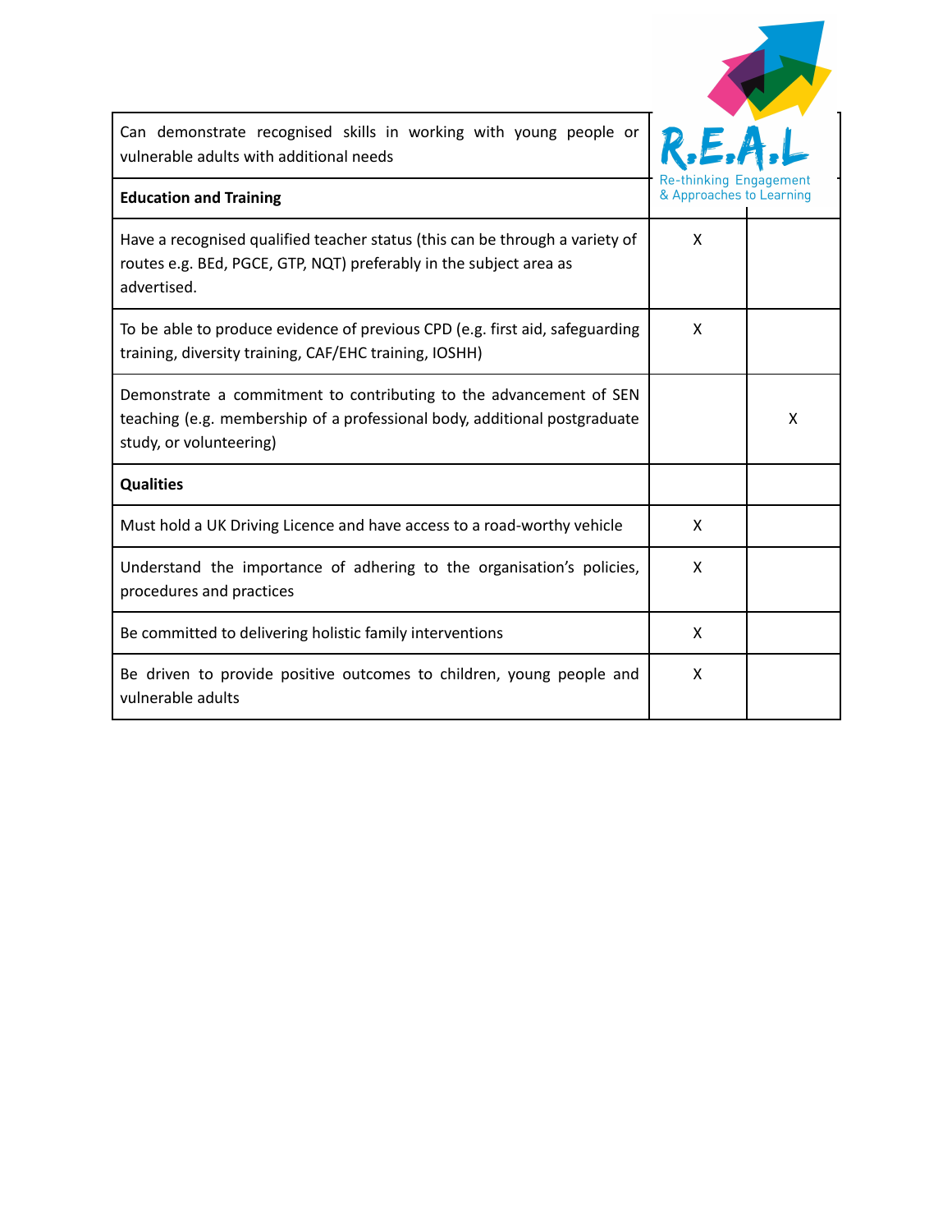| | | |
|---|---|---|
| Can demonstrate recognised skills in working with young people or vulnerable adults with additional needs | | |
| **Education and Training** | | |
| Have a recognised qualified teacher status (this can be through a variety of routes e.g. BEd, PGCE, GTP, NQT) preferably in the subject area as advertised. | X | |
| To be able to produce evidence of previous CPD (e.g. first aid, safeguarding training, diversity training, CAF/EHC training, IOSHH) | X | |
| Demonstrate a commitment to contributing to the advancement of SEN teaching (e.g. membership of a professional body, additional postgraduate study, or volunteering) | | X |
| **Qualities** | | |
| Must hold a UK Driving Licence and have access to a road-worthy vehicle | X | |
| Understand the importance of adhering to the organisation's policies, procedures and practices | X | |
| Be committed to delivering holistic family interventions | X | |
| Be driven to provide positive outcomes to children, young people and vulnerable adults | X | |